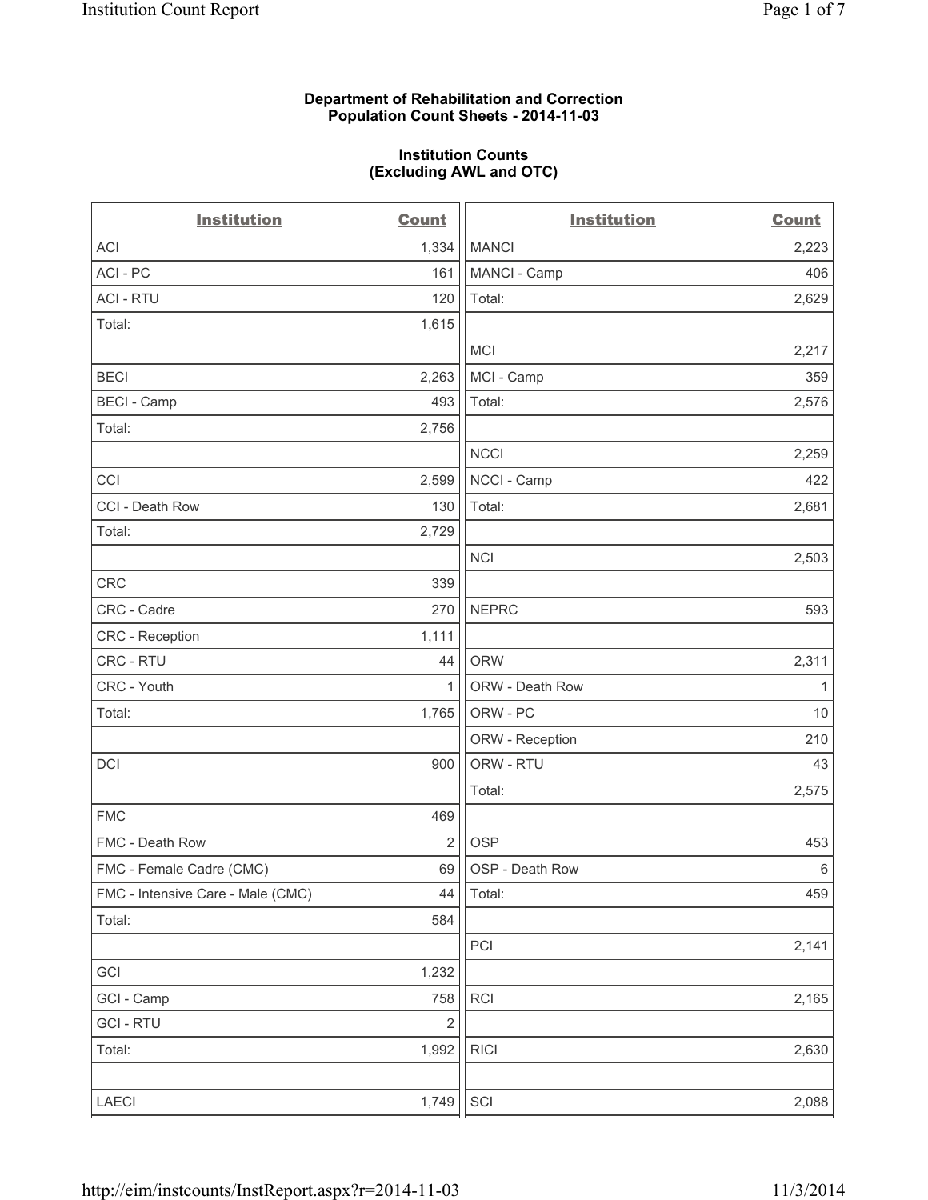**Department of Rehabilitation and Correction**
**Population Count Sheets - 2014-11-03**

**Institution Counts**
**(Excluding AWL and OTC)**

| Institution | Count | Institution | Count |
|---|---|---|---|
| ACI | 1,334 | MANCI | 2,223 |
| ACI - PC | 161 | MANCI - Camp | 406 |
| ACI - RTU | 120 | Total: | 2,629 |
| Total: | 1,615 | | |
| | | MCI | 2,217 |
| BECI | 2,263 | MCI - Camp | 359 |
| BECI - Camp | 493 | Total: | 2,576 |
| Total: | 2,756 | | |
| | | NCCI | 2,259 |
| CCI | 2,599 | NCCI - Camp | 422 |
| CCI - Death Row | 130 | Total: | 2,681 |
| Total: | 2,729 | | |
| | | NCI | 2,503 |
| CRC | 339 | | |
| CRC - Cadre | 270 | NEPRC | 593 |
| CRC - Reception | 1,111 | | |
| CRC - RTU | 44 | ORW | 2,311 |
| CRC - Youth | 1 | ORW - Death Row | 1 |
| Total: | 1,765 | ORW - PC | 10 |
| | | ORW - Reception | 210 |
| DCI | 900 | ORW - RTU | 43 |
| | | Total: | 2,575 |
| FMC | 469 | | |
| FMC - Death Row | 2 | OSP | 453 |
| FMC - Female Cadre (CMC) | 69 | OSP - Death Row | 6 |
| FMC - Intensive Care - Male (CMC) | 44 | Total: | 459 |
| Total: | 584 | | |
| | | PCI | 2,141 |
| GCI | 1,232 | | |
| GCI - Camp | 758 | RCI | 2,165 |
| GCI - RTU | 2 | | |
| Total: | 1,992 | RICI | 2,630 |
| | | | |
| LAECI | 1,749 | SCI | 2,088 |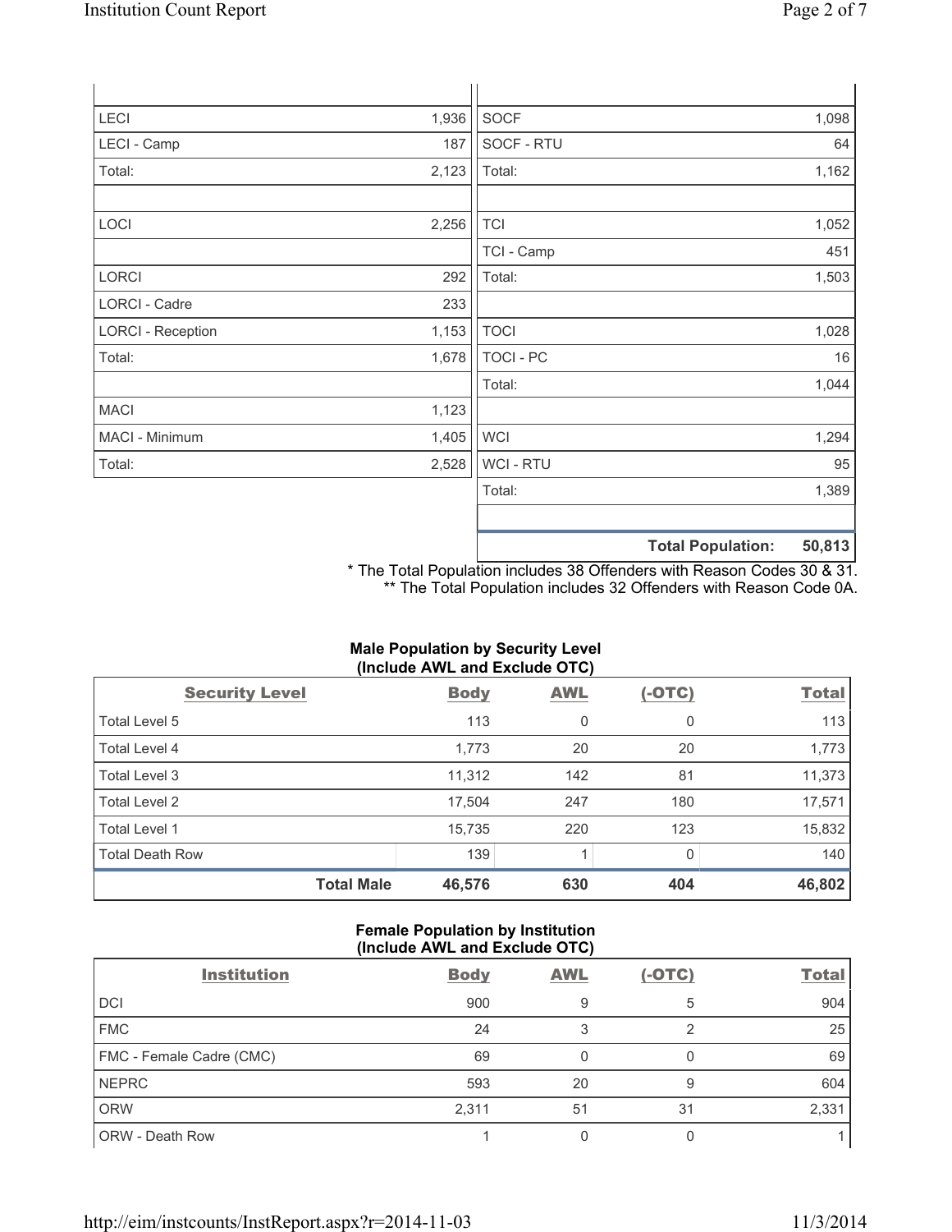| | | | |
|---|---|---|---|
| LECI | 1,936 | SOCF | 1,098 |
| LECI - Camp | 187 | SOCF - RTU | 64 |
| Total: | 2,123 | Total: | 1,162 |
| | | | |
| LOCI | 2,256 | TCI | 1,052 |
| | | TCI - Camp | 451 |
| LORCI | 292 | Total: | 1,503 |
| LORCI - Cadre | 233 | | |
| LORCI - Reception | 1,153 | TOCI | 1,028 |
| Total: | 1,678 | TOCI - PC | 16 |
| | | Total: | 1,044 |
| MACI | 1,123 | | |
| MACI - Minimum | 1,405 | WCI | 1,294 |
| Total: | 2,528 | WCI - RTU | 95 |
| | | Total: | 1,389 |
| | | | |
| | | **Total Population:** | **50,813** |

\* The Total Population includes 38 Offenders with Reason Codes 30 & 31.
\*\* The Total Population includes 32 Offenders with Reason Code 0A.

**Male Population by Security Level (Include AWL and Exclude OTC)**

| Security Level | Body | AWL | (-OTC) | Total |
|---|---|---|---|---|
| Total Level 5 | 113 | 0 | 0 | 113 |
| Total Level 4 | 1,773 | 20 | 20 | 1,773 |
| Total Level 3 | 11,312 | 142 | 81 | 11,373 |
| Total Level 2 | 17,504 | 247 | 180 | 17,571 |
| Total Level 1 | 15,735 | 220 | 123 | 15,832 |
| Total Death Row | 139 | 1 | 0 | 140 |
| **Total Male** | **46,576** | **630** | **404** | **46,802** |

**Female Population by Institution (Include AWL and Exclude OTC)**

| Institution | Body | AWL | (-OTC) | Total |
|---|---|---|---|---|
| DCI | 900 | 9 | 5 | 904 |
| FMC | 24 | 3 | 2 | 25 |
| FMC - Female Cadre (CMC) | 69 | 0 | 0 | 69 |
| NEPRC | 593 | 20 | 9 | 604 |
| ORW | 2,311 | 51 | 31 | 2,331 |
| ORW - Death Row | 1 | 0 | 0 | 1 |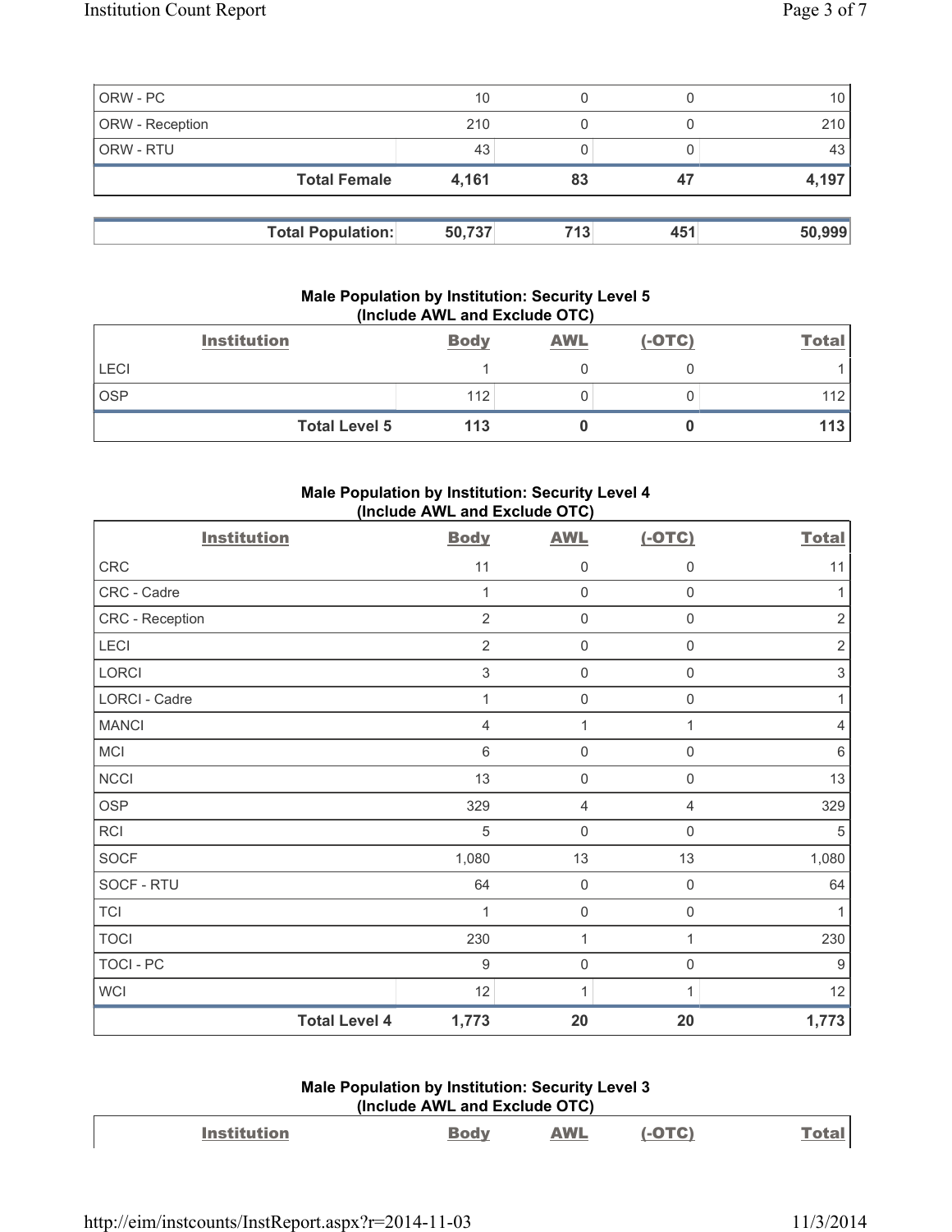| | | | | |
|---|---|---|---|---|
| ORW - PC | 10 | 0 | 0 | 10 |
| ORW - Reception | 210 | 0 | 0 | 210 |
| ORW - RTU | 43 | 0 | 0 | 43 |
| **Total Female** | **4,161** | **83** | **47** | **4,197** |

| | | | | |
|---|---|---|---|---|
| **Total Population:** | **50,737** | **713** | **451** | **50,999** |

### Male Population by Institution: Security Level 5 (Include AWL and Exclude OTC)

| Institution | Body | AWL | (-OTC) | Total |
|---|---|---|---|---|
| LECI | 1 | 0 | 0 | 1 |
| OSP | 112 | 0 | 0 | 112 |
| **Total Level 5** | **113** | **0** | **0** | **113** |

### Male Population by Institution: Security Level 4 (Include AWL and Exclude OTC)

| Institution | Body | AWL | (-OTC) | Total |
|---|---|---|---|---|
| CRC | 11 | 0 | 0 | 11 |
| CRC - Cadre | 1 | 0 | 0 | 1 |
| CRC - Reception | 2 | 0 | 0 | 2 |
| LECI | 2 | 0 | 0 | 2 |
| LORCI | 3 | 0 | 0 | 3 |
| LORCI - Cadre | 1 | 0 | 0 | 1 |
| MANCI | 4 | 1 | 1 | 4 |
| MCI | 6 | 0 | 0 | 6 |
| NCCI | 13 | 0 | 0 | 13 |
| OSP | 329 | 4 | 4 | 329 |
| RCI | 5 | 0 | 0 | 5 |
| SOCF | 1,080 | 13 | 13 | 1,080 |
| SOCF - RTU | 64 | 0 | 0 | 64 |
| TCI | 1 | 0 | 0 | 1 |
| TOCI | 230 | 1 | 1 | 230 |
| TOCI - PC | 9 | 0 | 0 | 9 |
| WCI | 12 | 1 | 1 | 12 |
| **Total Level 4** | **1,773** | **20** | **20** | **1,773** |

### Male Population by Institution: Security Level 3 (Include AWL and Exclude OTC)

| Institution | Body | AWL | (-OTC) | Total |
|---|---|---|---|---|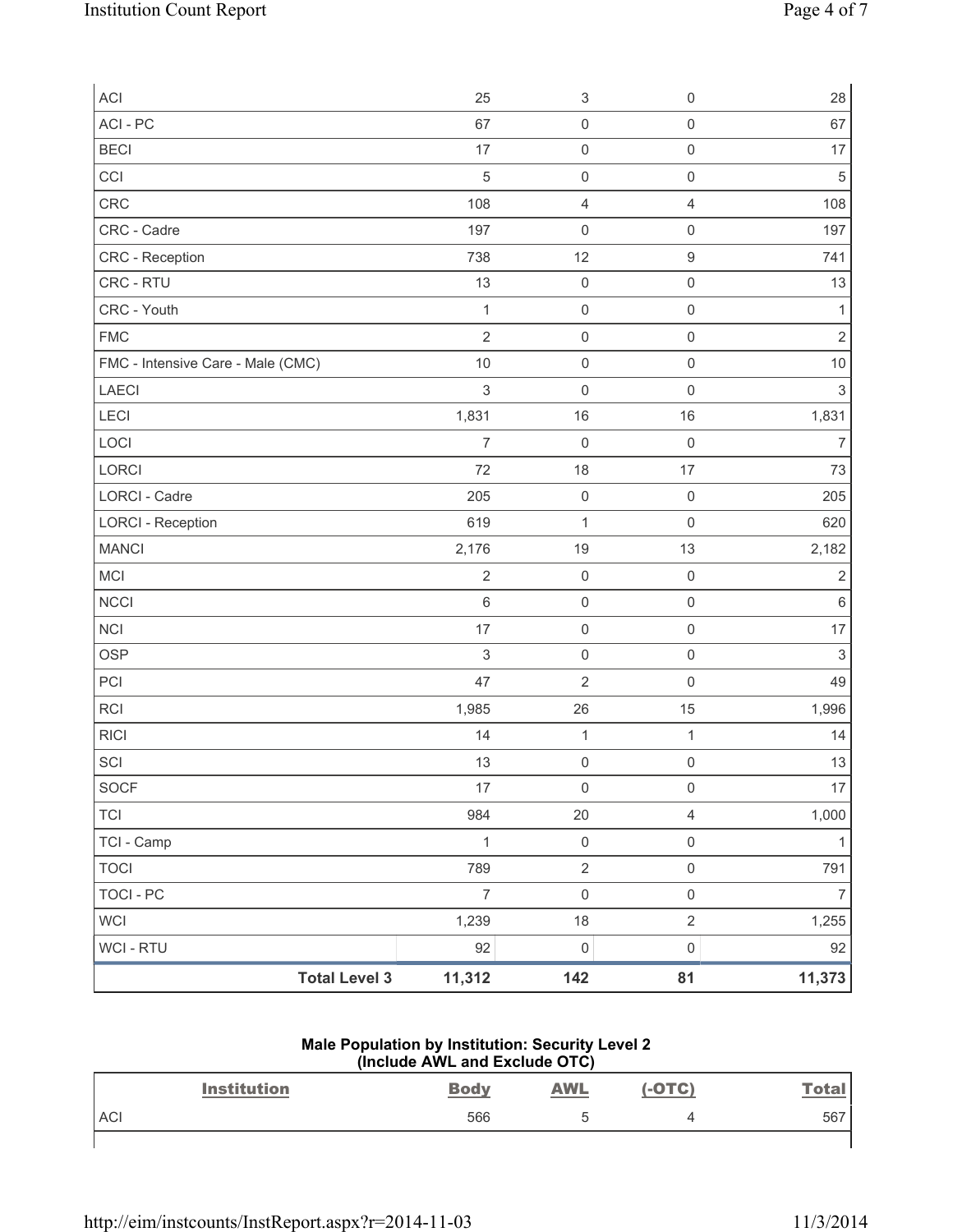| | | | | |
|---|---|---|---|---|
| ACI | 25 | 3 | 0 | 28 |
| ACI - PC | 67 | 0 | 0 | 67 |
| BECI | 17 | 0 | 0 | 17 |
| CCI | 5 | 0 | 0 | 5 |
| CRC | 108 | 4 | 4 | 108 |
| CRC - Cadre | 197 | 0 | 0 | 197 |
| CRC - Reception | 738 | 12 | 9 | 741 |
| CRC - RTU | 13 | 0 | 0 | 13 |
| CRC - Youth | 1 | 0 | 0 | 1 |
| FMC | 2 | 0 | 0 | 2 |
| FMC - Intensive Care - Male (CMC) | 10 | 0 | 0 | 10 |
| LAECI | 3 | 0 | 0 | 3 |
| LECI | 1,831 | 16 | 16 | 1,831 |
| LOCI | 7 | 0 | 0 | 7 |
| LORCI | 72 | 18 | 17 | 73 |
| LORCI - Cadre | 205 | 0 | 0 | 205 |
| LORCI - Reception | 619 | 1 | 0 | 620 |
| MANCI | 2,176 | 19 | 13 | 2,182 |
| MCI | 2 | 0 | 0 | 2 |
| NCCI | 6 | 0 | 0 | 6 |
| NCI | 17 | 0 | 0 | 17 |
| OSP | 3 | 0 | 0 | 3 |
| PCI | 47 | 2 | 0 | 49 |
| RCI | 1,985 | 26 | 15 | 1,996 |
| RICI | 14 | 1 | 1 | 14 |
| SCI | 13 | 0 | 0 | 13 |
| SOCF | 17 | 0 | 0 | 17 |
| TCI | 984 | 20 | 4 | 1,000 |
| TCI - Camp | 1 | 0 | 0 | 1 |
| TOCI | 789 | 2 | 0 | 791 |
| TOCI - PC | 7 | 0 | 0 | 7 |
| WCI | 1,239 | 18 | 2 | 1,255 |
| WCI - RTU | 92 | 0 | 0 | 92 |
| **Total Level 3** | **11,312** | **142** | **81** | **11,373** |

### Male Population by Institution: Security Level 2
### (Include AWL and Exclude OTC)

| Institution | Body | AWL | (-OTC) | Total |
|---|---|---|---|---|
| ACI | 566 | 5 | 4 | 567 |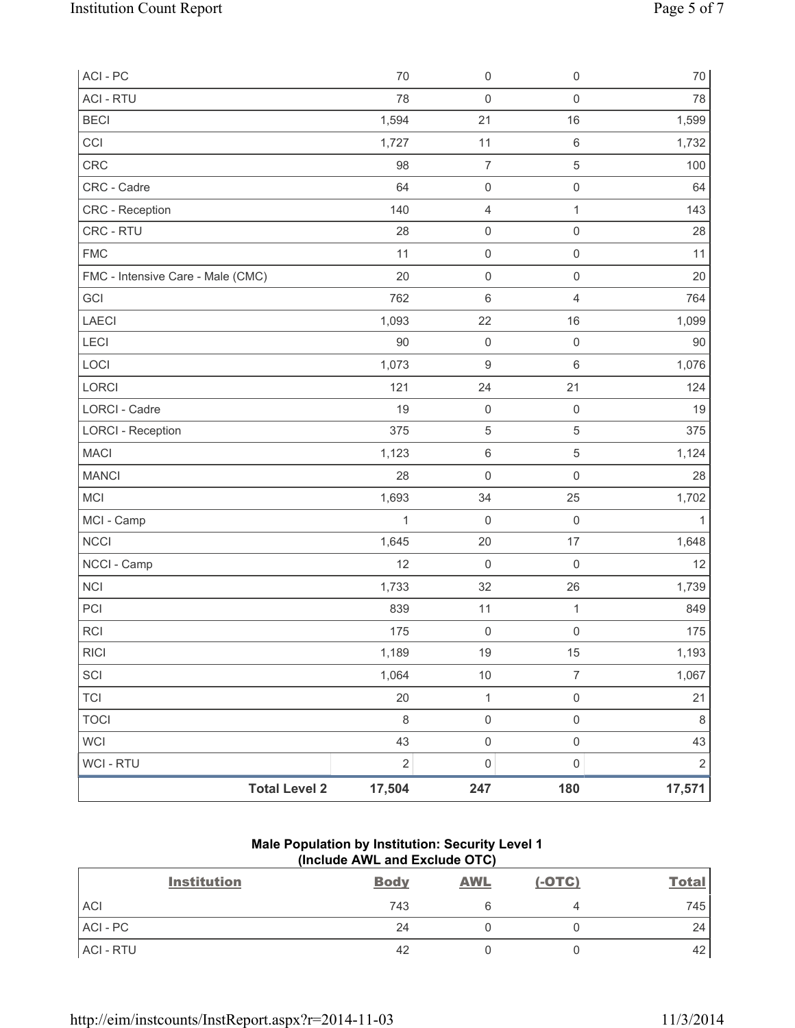| | | | | |
|---|---|---|---|---|
| ACI - PC | 70 | 0 | 0 | 70 |
| ACI - RTU | 78 | 0 | 0 | 78 |
| BECI | 1,594 | 21 | 16 | 1,599 |
| CCI | 1,727 | 11 | 6 | 1,732 |
| CRC | 98 | 7 | 5 | 100 |
| CRC - Cadre | 64 | 0 | 0 | 64 |
| CRC - Reception | 140 | 4 | 1 | 143 |
| CRC - RTU | 28 | 0 | 0 | 28 |
| FMC | 11 | 0 | 0 | 11 |
| FMC - Intensive Care - Male (CMC) | 20 | 0 | 0 | 20 |
| GCI | 762 | 6 | 4 | 764 |
| LAECI | 1,093 | 22 | 16 | 1,099 |
| LECI | 90 | 0 | 0 | 90 |
| LOCI | 1,073 | 9 | 6 | 1,076 |
| LORCI | 121 | 24 | 21 | 124 |
| LORCI - Cadre | 19 | 0 | 0 | 19 |
| LORCI - Reception | 375 | 5 | 5 | 375 |
| MACI | 1,123 | 6 | 5 | 1,124 |
| MANCI | 28 | 0 | 0 | 28 |
| MCI | 1,693 | 34 | 25 | 1,702 |
| MCI - Camp | 1 | 0 | 0 | 1 |
| NCCI | 1,645 | 20 | 17 | 1,648 |
| NCCI - Camp | 12 | 0 | 0 | 12 |
| NCI | 1,733 | 32 | 26 | 1,739 |
| PCI | 839 | 11 | 1 | 849 |
| RCI | 175 | 0 | 0 | 175 |
| RICI | 1,189 | 19 | 15 | 1,193 |
| SCI | 1,064 | 10 | 7 | 1,067 |
| TCI | 20 | 1 | 0 | 21 |
| TOCI | 8 | 0 | 0 | 8 |
| WCI | 43 | 0 | 0 | 43 |
| WCI - RTU | 2 | 0 | 0 | 2 |
| **Total Level 2** | **17,504** | **247** | **180** | **17,571** |

**Male Population by Institution: Security Level 1**
**(Include AWL and Exclude OTC)**

| Institution | Body | AWL | (-OTC) | Total |
|---|---|---|---|---|
| ACI | 743 | 6 | 4 | 745 |
| ACI - PC | 24 | 0 | 0 | 24 |
| ACI - RTU | 42 | 0 | 0 | 42 |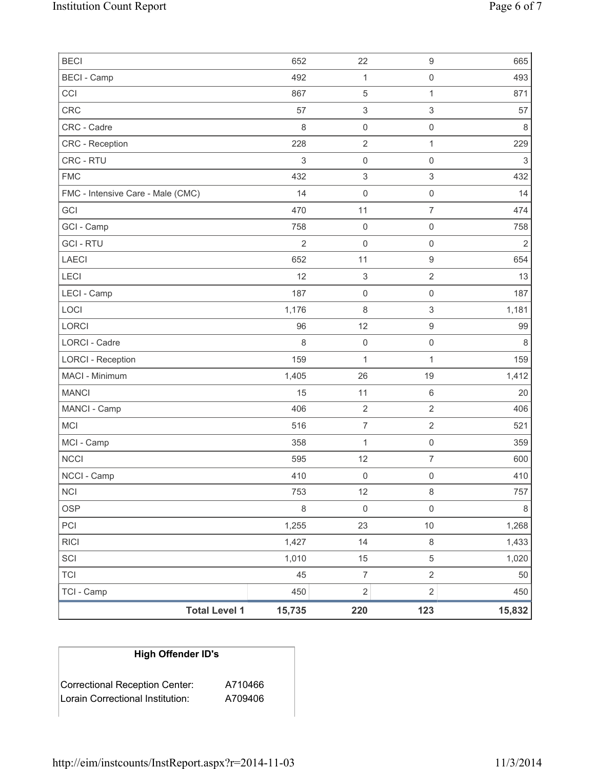| | | | | |
|---|---|---|---|---|
| BECI | 652 | 22 | 9 | 665 |
| BECI - Camp | 492 | 1 | 0 | 493 |
| CCI | 867 | 5 | 1 | 871 |
| CRC | 57 | 3 | 3 | 57 |
| CRC - Cadre | 8 | 0 | 0 | 8 |
| CRC - Reception | 228 | 2 | 1 | 229 |
| CRC - RTU | 3 | 0 | 0 | 3 |
| FMC | 432 | 3 | 3 | 432 |
| FMC - Intensive Care - Male (CMC) | 14 | 0 | 0 | 14 |
| GCI | 470 | 11 | 7 | 474 |
| GCI - Camp | 758 | 0 | 0 | 758 |
| GCI - RTU | 2 | 0 | 0 | 2 |
| LAECI | 652 | 11 | 9 | 654 |
| LECI | 12 | 3 | 2 | 13 |
| LECI - Camp | 187 | 0 | 0 | 187 |
| LOCI | 1,176 | 8 | 3 | 1,181 |
| LORCI | 96 | 12 | 9 | 99 |
| LORCI - Cadre | 8 | 0 | 0 | 8 |
| LORCI - Reception | 159 | 1 | 1 | 159 |
| MACI - Minimum | 1,405 | 26 | 19 | 1,412 |
| MANCI | 15 | 11 | 6 | 20 |
| MANCI - Camp | 406 | 2 | 2 | 406 |
| MCI | 516 | 7 | 2 | 521 |
| MCI - Camp | 358 | 1 | 0 | 359 |
| NCCI | 595 | 12 | 7 | 600 |
| NCCI - Camp | 410 | 0 | 0 | 410 |
| NCI | 753 | 12 | 8 | 757 |
| OSP | 8 | 0 | 0 | 8 |
| PCI | 1,255 | 23 | 10 | 1,268 |
| RICI | 1,427 | 14 | 8 | 1,433 |
| SCI | 1,010 | 15 | 5 | 1,020 |
| TCI | 45 | 7 | 2 | 50 |
| TCI - Camp | 450 | 2 | 2 | 450 |
| **Total Level 1** | **15,735** | **220** | **123** | **15,832** |

| **High Offender ID's** | |
|---|---|
| Correctional Reception Center: | A710466 |
| Lorain Correctional Institution: | A709406 |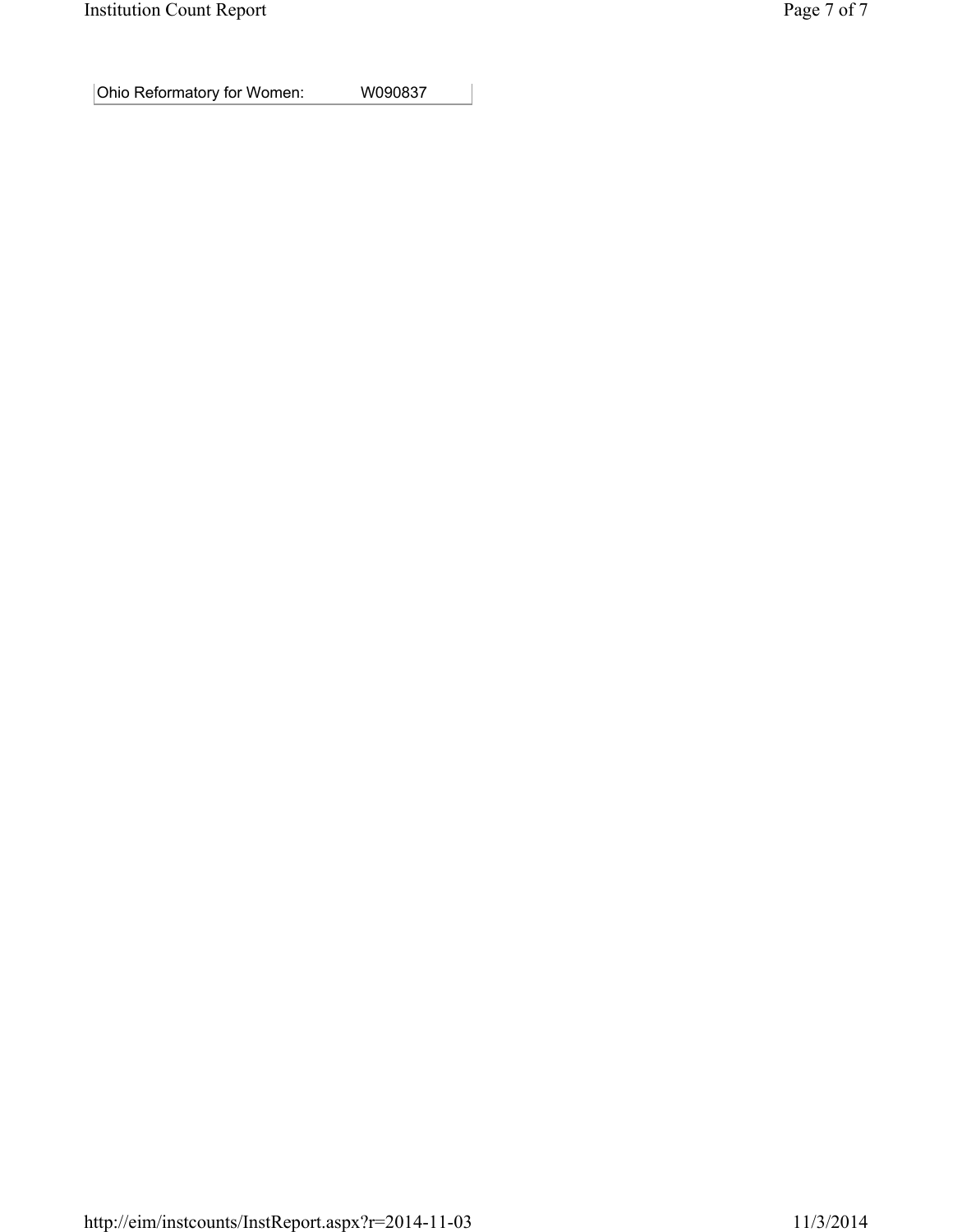| | |
|---|---|
| Ohio Reformatory for Women: | W090837 |